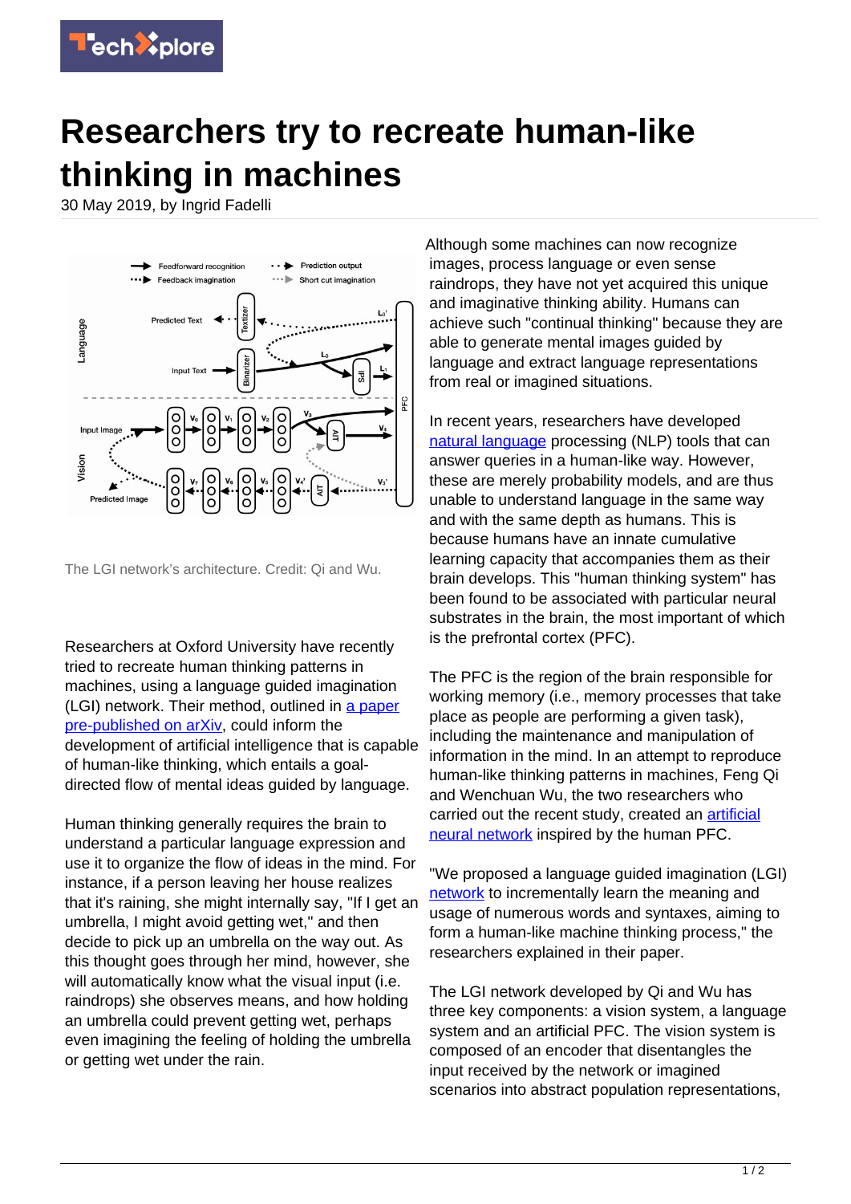# Researchers try to recreate human-like thinking in machines

30 May 2019, by Ingrid Fadelli

The LGI network's architecture. Credit: Qi and Wu.

Researchers at Oxford University have recently tried to recreate human thinking patterns in machines, using a language guided imagination (LGI) network. Their method, outlined in a paper pre-published on arXiv, could inform the development of artificial intelligence that is capable of human-like thinking, which entails a goal-directed flow of mental ideas guided by language.

Human thinking generally requires the brain to understand a particular language expression and use it to organize the flow of ideas in the mind. For instance, if a person leaving her house realizes that it's raining, she might internally say, "If I get an umbrella, I might avoid getting wet," and then decide to pick up an umbrella on the way out. As this thought goes through her mind, however, she will automatically know what the visual input (i.e. raindrops) she observes means, and how holding an umbrella could prevent getting wet, perhaps even imagining the feeling of holding the umbrella or getting wet under the rain.

Although some machines can now recognize images, process language or even sense raindrops, they have not yet acquired this unique and imaginative thinking ability. Humans can achieve such "continual thinking" because they are able to generate mental images guided by language and extract language representations from real or imagined situations.

In recent years, researchers have developed natural language processing (NLP) tools that can answer queries in a human-like way. However, these are merely probability models, and are thus unable to understand language in the same way and with the same depth as humans. This is because humans have an innate cumulative learning capacity that accompanies them as their brain develops. This "human thinking system" has been found to be associated with particular neural substrates in the brain, the most important of which is the prefrontal cortex (PFC).

The PFC is the region of the brain responsible for working memory (i.e., memory processes that take place as people are performing a given task), including the maintenance and manipulation of information in the mind. In an attempt to reproduce human-like thinking patterns in machines, Feng Qi and Wenchuan Wu, the two researchers who carried out the recent study, created an artificial neural network inspired by the human PFC.

"We proposed a language guided imagination (LGI) network to incrementally learn the meaning and usage of numerous words and syntaxes, aiming to form a human-like machine thinking process," the researchers explained in their paper.

The LGI network developed by Qi and Wu has three key components: a vision system, a language system and an artificial PFC. The vision system is composed of an encoder that disentangles the input received by the network or imagined scenarios into abstract population representations,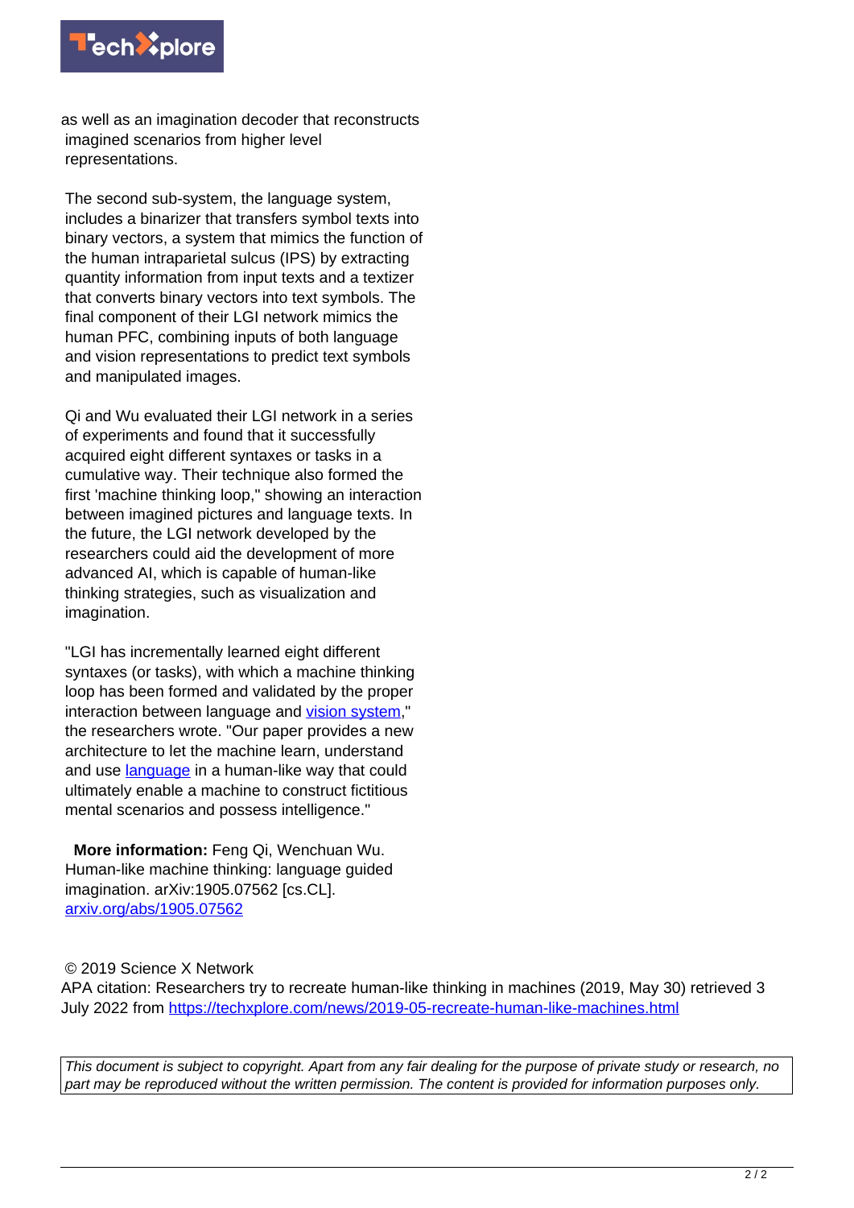as well as an imagination decoder that reconstructs imagined scenarios from higher level representations.

The second sub-system, the language system, includes a binarizer that transfers symbol texts into binary vectors, a system that mimics the function of the human intraparietal sulcus (IPS) by extracting quantity information from input texts and a textizer that converts binary vectors into text symbols. The final component of their LGI network mimics the human PFC, combining inputs of both language and vision representations to predict text symbols and manipulated images.

Qi and Wu evaluated their LGI network in a series of experiments and found that it successfully acquired eight different syntaxes or tasks in a cumulative way. Their technique also formed the first 'machine thinking loop," showing an interaction between imagined pictures and language texts. In the future, the LGI network developed by the researchers could aid the development of more advanced AI, which is capable of human-like thinking strategies, such as visualization and imagination.

"LGI has incrementally learned eight different syntaxes (or tasks), with which a machine thinking loop has been formed and validated by the proper interaction between language and vision system," the researchers wrote. "Our paper provides a new architecture to let the machine learn, understand and use language in a human-like way that could ultimately enable a machine to construct fictitious mental scenarios and possess intelligence."

**More information:** Feng Qi, Wenchuan Wu. Human-like machine thinking: language guided imagination. arXiv:1905.07562 [cs.CL]. arxiv.org/abs/1905.07562

© 2019 Science X Network

APA citation: Researchers try to recreate human-like thinking in machines (2019, May 30) retrieved 3 July 2022 from https://techxplore.com/news/2019-05-recreate-human-like-machines.html

*This document is subject to copyright. Apart from any fair dealing for the purpose of private study or research, no part may be reproduced without the written permission. The content is provided for information purposes only.*